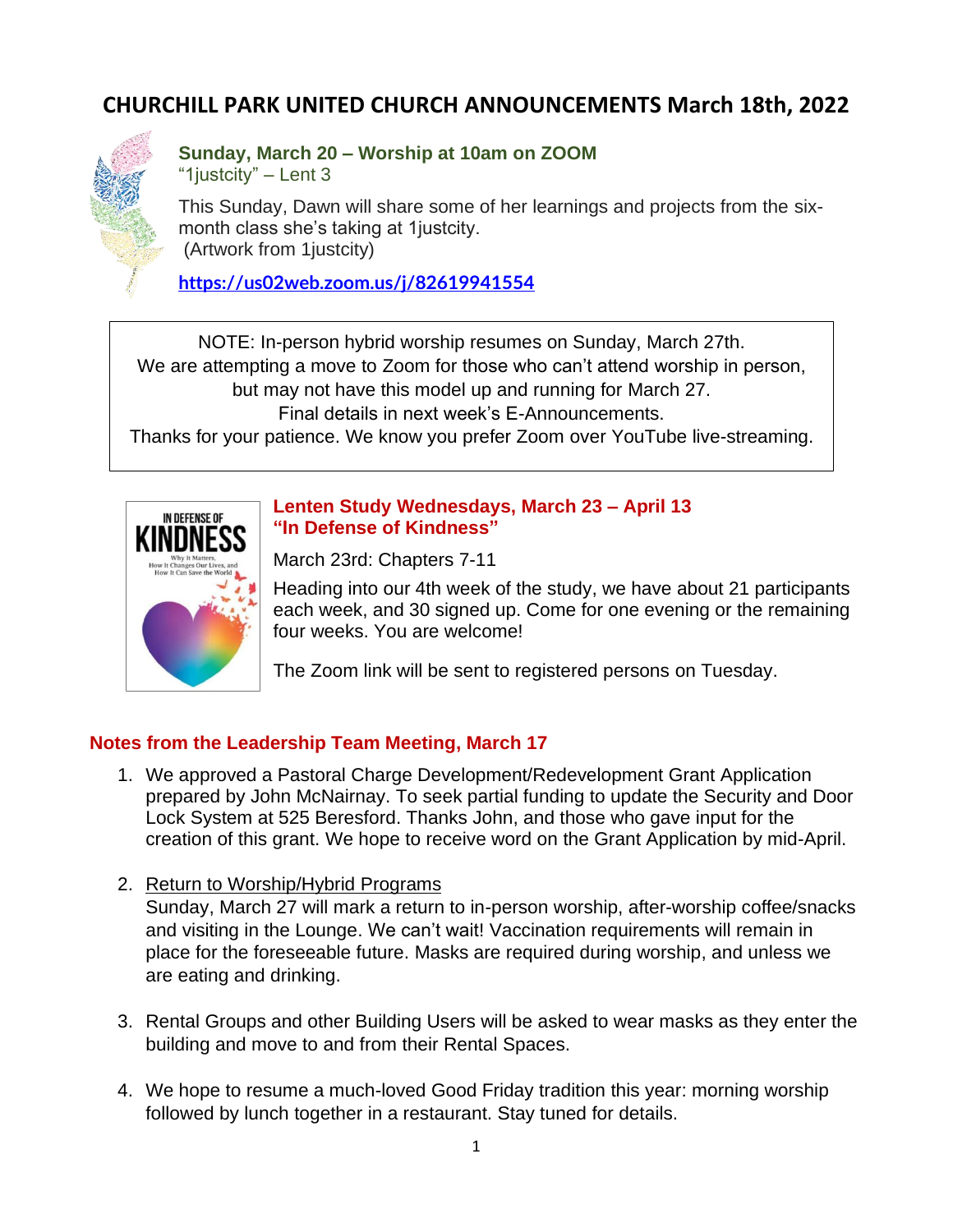# CHURCHILL PARK UNITED CHURCH ANNOUNCEMENTS March 18th, 2022

### Sunday, March 20 – Worship at 10am on ZOOM

"1justcity" – Lent 3

This Sunday, Dawn will share some of her learnings and projects from the six-month class she's taking at 1justcity.
(Artwork from 1justcity)

**https://us02web.zoom.us/j/82619941554**

NOTE: In-person hybrid worship resumes on Sunday, March 27th.
We are attempting a move to Zoom for those who can't attend worship in person, but may not have this model up and running for March 27.
Final details in next week's E-Announcements.
Thanks for your patience. We know you prefer Zoom over YouTube live-streaming.

### Lenten Study Wednesdays, March 23 – April 13
### "In Defense of Kindness"

March 23rd: Chapters 7-11

Heading into our 4th week of the study, we have about 21 participants each week, and 30 signed up. Come for one evening or the remaining four weeks. You are welcome!

The Zoom link will be sent to registered persons on Tuesday.

### Notes from the Leadership Team Meeting, March 17

1. We approved a Pastoral Charge Development/Redevelopment Grant Application prepared by John McNairnay. To seek partial funding to update the Security and Door Lock System at 525 Beresford. Thanks John, and those who gave input for the creation of this grant. We hope to receive word on the Grant Application by mid-April.

2. Return to Worship/Hybrid Programs
   Sunday, March 27 will mark a return to in-person worship, after-worship coffee/snacks and visiting in the Lounge. We can't wait! Vaccination requirements will remain in place for the foreseeable future. Masks are required during worship, and unless we are eating and drinking.

3. Rental Groups and other Building Users will be asked to wear masks as they enter the building and move to and from their Rental Spaces.

4. We hope to resume a much-loved Good Friday tradition this year: morning worship followed by lunch together in a restaurant. Stay tuned for details.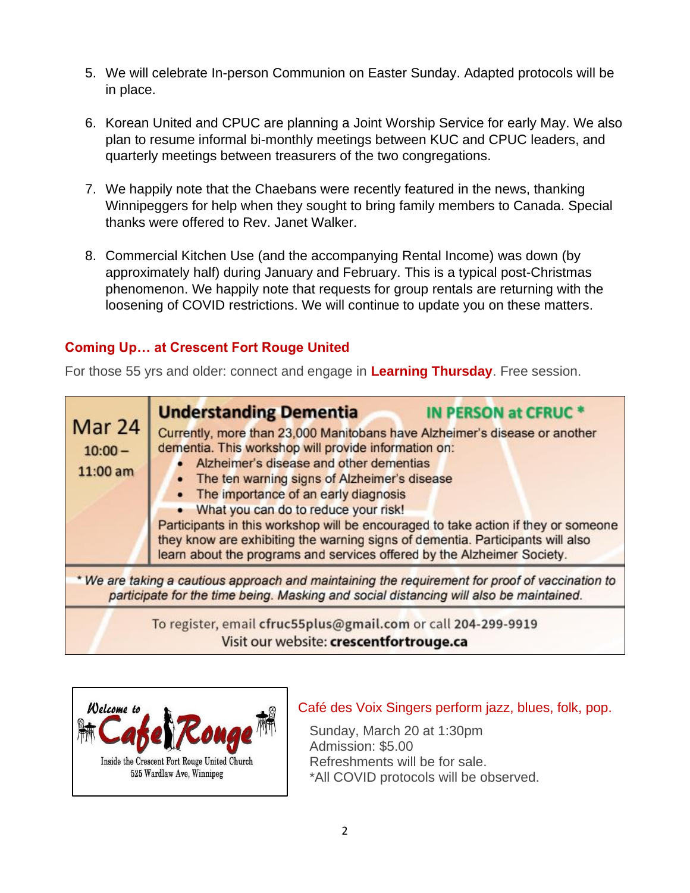5. We will celebrate In-person Communion on Easter Sunday. Adapted protocols will be in place.

6. Korean United and CPUC are planning a Joint Worship Service for early May. We also plan to resume informal bi-monthly meetings between KUC and CPUC leaders, and quarterly meetings between treasurers of the two congregations.

7. We happily note that the Chaebans were recently featured in the news, thanking Winnipeggers for help when they sought to bring family members to Canada. Special thanks were offered to Rev. Janet Walker.

8. Commercial Kitchen Use (and the accompanying Rental Income) was down (by approximately half) during January and February. This is a typical post-Christmas phenomenon. We happily note that requests for group rentals are returning with the loosening of COVID restrictions. We will continue to update you on these matters.

## Coming Up… at Crescent Fort Rouge United

For those 55 yrs and older: connect and engage in **Learning Thursday**. Free session.

**Mar 24**
**10:00 – 11:00 am**

### Understanding Dementia

**IN PERSON at CFRUC ***

Currently, more than 23,000 Manitobans have Alzheimer's disease or another dementia. This workshop will provide information on:

- Alzheimer's disease and other dementias
- The ten warning signs of Alzheimer's disease
- The importance of an early diagnosis
- What you can do to reduce your risk!

Participants in this workshop will be encouraged to take action if they or someone they know are exhibiting the warning signs of dementia. Participants will also learn about the programs and services offered by the Alzheimer Society.

*\* We are taking a cautious approach and maintaining the requirement for proof of vaccination to participate for the time being. Masking and social distancing will also be maintained.*

To register, email **cfruc55plus@gmail.com** or call **204-299-9919**
Visit our website: **crescentfortrouge.ca**

*Welcome to* **Café Rouge**
Inside the Crescent Fort Rouge United Church
525 Wardlaw Ave, Winnipeg

Café des Voix Singers perform jazz, blues, folk, pop.

Sunday, March 20 at 1:30pm
Admission: $5.00
Refreshments will be for sale.
*All COVID protocols will be observed.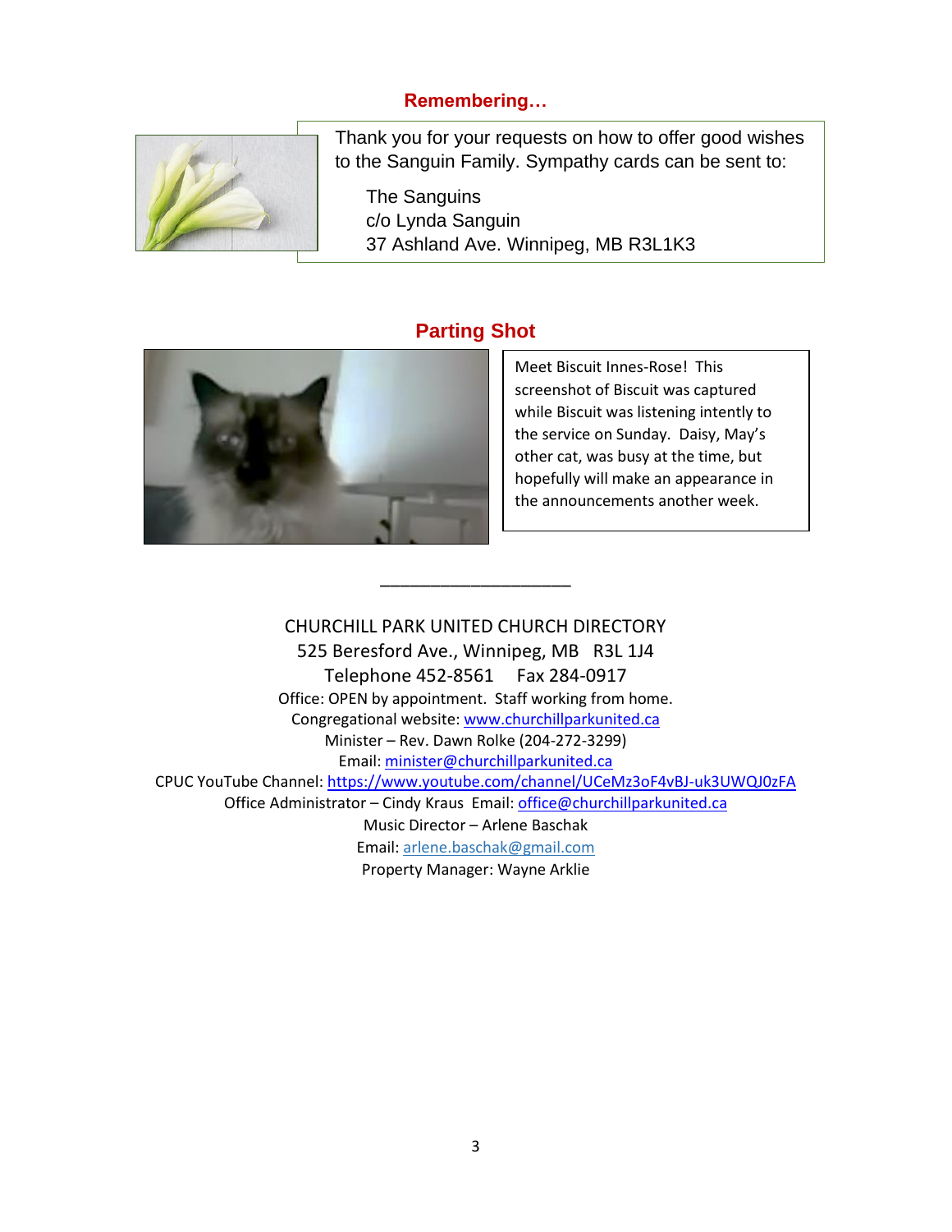## Remembering…

Thank you for your requests on how to offer good wishes to the Sanguin Family. Sympathy cards can be sent to:

The Sanguins
c/o Lynda Sanguin
37 Ashland Ave. Winnipeg, MB R3L1K3

## Parting Shot

Meet Biscuit Innes-Rose! This screenshot of Biscuit was captured while Biscuit was listening intently to the service on Sunday. Daisy, May's other cat, was busy at the time, but hopefully will make an appearance in the announcements another week.

\_\_\_\_\_\_\_\_\_\_\_\_\_\_\_\_\_\_\_\_\_\_

CHURCHILL PARK UNITED CHURCH DIRECTORY
525 Beresford Ave., Winnipeg, MB R3L 1J4
Telephone 452-8561 Fax 284-0917
Office: OPEN by appointment. Staff working from home.
Congregational website: www.churchillparkunited.ca
Minister – Rev. Dawn Rolke (204-272-3299)
Email: minister@churchillparkunited.ca
CPUC YouTube Channel: https://www.youtube.com/channel/UCeMz3oF4vBJ-uk3UWQJ0zFA
Office Administrator – Cindy Kraus Email: office@churchillparkunited.ca
Music Director – Arlene Baschak
Email: arlene.baschak@gmail.com
Property Manager: Wayne Arklie